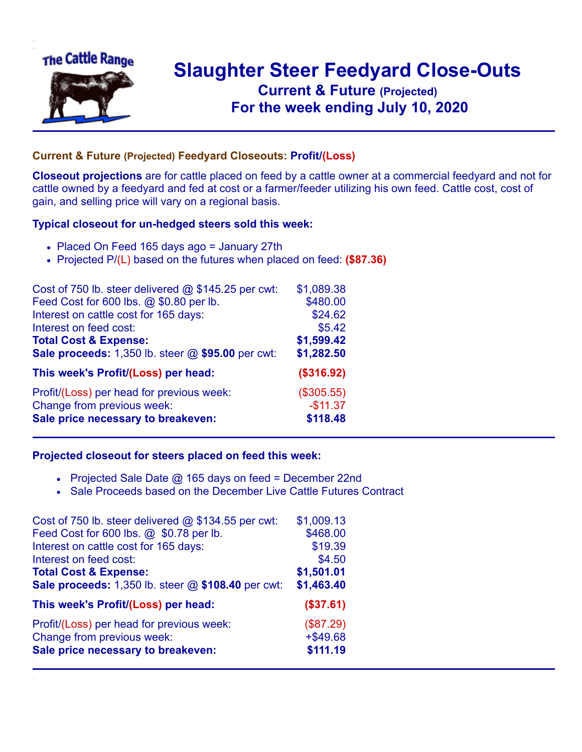# Slaughter Steer Feedyard Close-Outs

## Current & Future (Projected)

## For the week ending July 10, 2020

### Current & Future (Projected) Feedyard Closeouts: Profit/(Loss)

**Closeout projections** are for cattle placed on feed by a cattle owner at a commercial feedyard and not for cattle owned by a feedyard and fed at cost or a farmer/feeder utilizing his own feed. Cattle cost, cost of gain, and selling price will vary on a regional basis.

### Typical closeout for un-hedged steers sold this week:

- Placed On Feed 165 days ago = January 27th
- Projected P/(L) based on the futures when placed on feed: **($87.36)**

| | |
|---|---|
| Cost of 750 lb. steer delivered @ $145.25 per cwt: | $1,089.38 |
| Feed Cost for 600 lbs. @ $0.80 per lb. | $480.00 |
| Interest on cattle cost for 165 days: | $24.62 |
| Interest on feed cost: | $5.42 |
| **Total Cost & Expense:** | **$1,599.42** |
| **Sale proceeds:** 1,350 lb. steer @ **$95.00** per cwt: | **$1,282.50** |
| **This week's Profit/(Loss) per head:** | **($316.92)** |
| Profit/(Loss) per head for previous week: | ($305.55) |
| Change from previous week: | -$11.37 |
| **Sale price necessary to breakeven:** | **$118.48** |

### Projected closeout for steers placed on feed this week:

- Projected Sale Date @ 165 days on feed = December 22nd
- Sale Proceeds based on the December Live Cattle Futures Contract

| | |
|---|---|
| Cost of 750 lb. steer delivered @ $134.55 per cwt: | $1,009.13 |
| Feed Cost for 600 lbs. @ $0.78 per lb. | $468.00 |
| Interest on cattle cost for 165 days: | $19.39 |
| Interest on feed cost: | $4.50 |
| **Total Cost & Expense:** | **$1,501.01** |
| **Sale proceeds:** 1,350 lb. steer @ **$108.40** per cwt: | **$1,463.40** |
| **This week's Profit/(Loss) per head:** | **($37.61)** |
| Profit/(Loss) per head for previous week: | ($87.29) |
| Change from previous week: | +$49.68 |
| **Sale price necessary to breakeven:** | **$111.19** |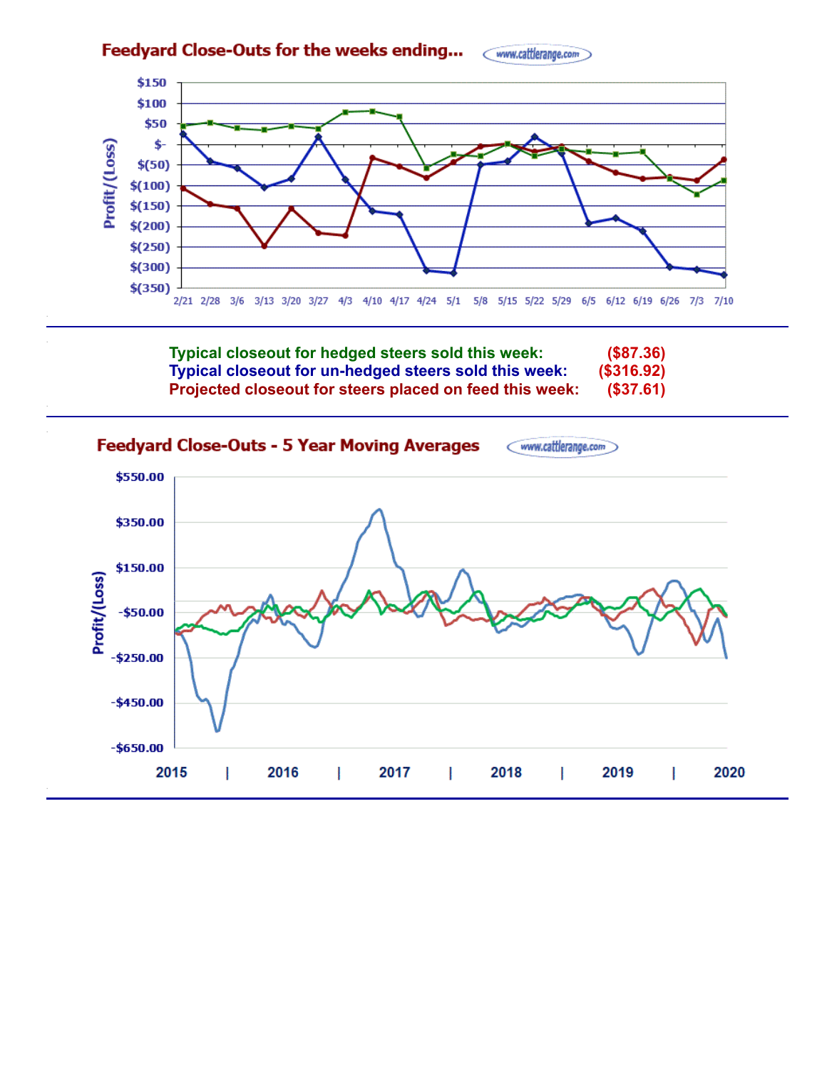## Feedyard Close-Outs for the weeks ending...

www.cattlerange.com

Profit/(Loss)

$150
$100
$50
$-
$(50)
$(100)
$(150)
$(200)
$(250)
$(300)
$(350)

2/21 2/28 3/6 3/13 3/20 3/27 4/3 4/10 4/17 4/24 5/1 5/8 5/15 5/22 5/29 6/5 6/12 6/19 6/26 7/3 7/10

---

**Typical closeout for hedged steers sold this week:** **($87.36)**
**Typical closeout for un-hedged steers sold this week:** **($316.92)**
**Projected closeout for steers placed on feed this week:** **($37.61)**

---

## Feedyard Close-Outs - 5 Year Moving Averages

www.cattlerange.com

Profit/(Loss)

$550.00
$350.00
$150.00
-$50.00
-$250.00
-$450.00
-$650.00

2015 | 2016 | 2017 | 2018 | 2019 | 2020